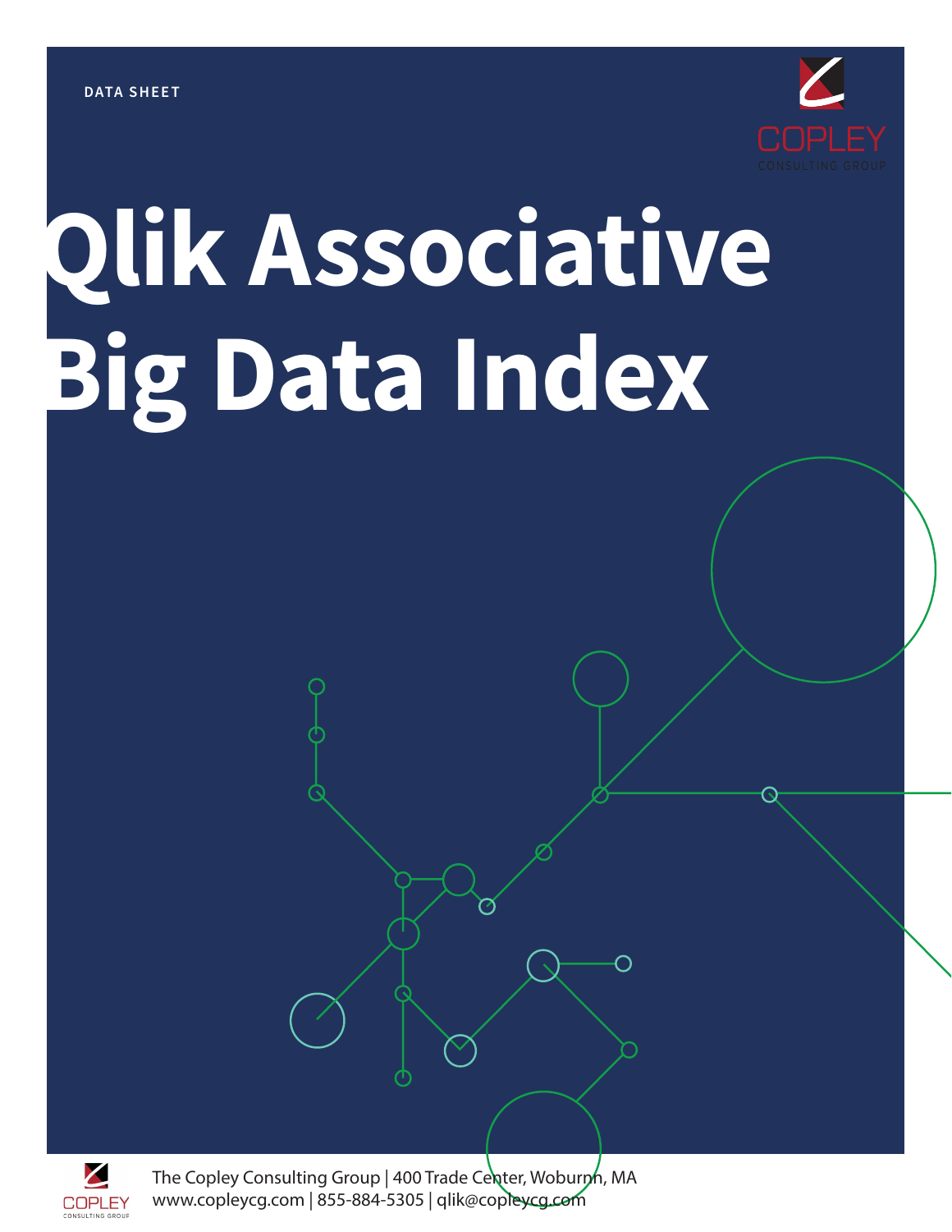DATA SHEET

COPLEY
CONSULTING GROUP

# Qlik Associative Big Data Index

The Copley Consulting Group | 400 Trade Center, Woburnn, MA
www.copleycg.com | 855-884-5305 | qlik@copleycg.com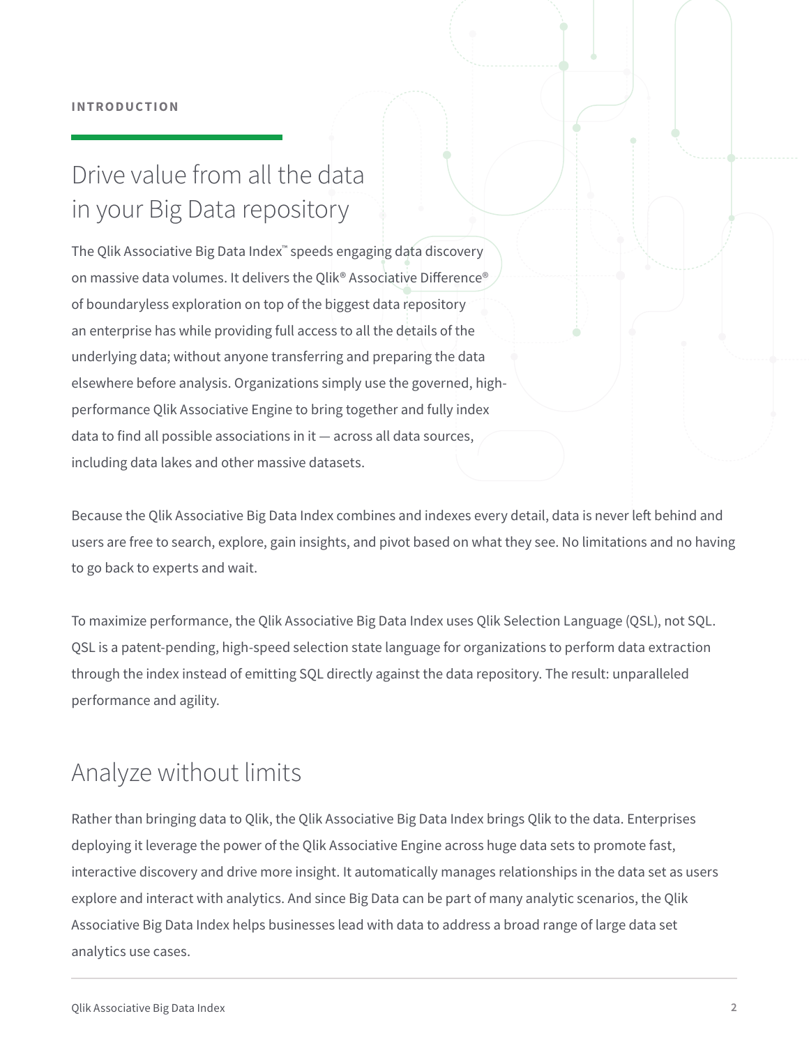INTRODUCTION

## Drive value from all the data in your Big Data repository

The Qlik Associative Big Data Index™ speeds engaging data discovery on massive data volumes. It delivers the Qlik® Associative Difference® of boundaryless exploration on top of the biggest data repository an enterprise has while providing full access to all the details of the underlying data; without anyone transferring and preparing the data elsewhere before analysis. Organizations simply use the governed, high-performance Qlik Associative Engine to bring together and fully index data to find all possible associations in it — across all data sources, including data lakes and other massive datasets.

Because the Qlik Associative Big Data Index combines and indexes every detail, data is never left behind and users are free to search, explore, gain insights, and pivot based on what they see. No limitations and no having to go back to experts and wait.

To maximize performance, the Qlik Associative Big Data Index uses Qlik Selection Language (QSL), not SQL. QSL is a patent-pending, high-speed selection state language for organizations to perform data extraction through the index instead of emitting SQL directly against the data repository. The result: unparalleled performance and agility.

## Analyze without limits

Rather than bringing data to Qlik, the Qlik Associative Big Data Index brings Qlik to the data. Enterprises deploying it leverage the power of the Qlik Associative Engine across huge data sets to promote fast, interactive discovery and drive more insight. It automatically manages relationships in the data set as users explore and interact with analytics. And since Big Data can be part of many analytic scenarios, the Qlik Associative Big Data Index helps businesses lead with data to address a broad range of large data set analytics use cases.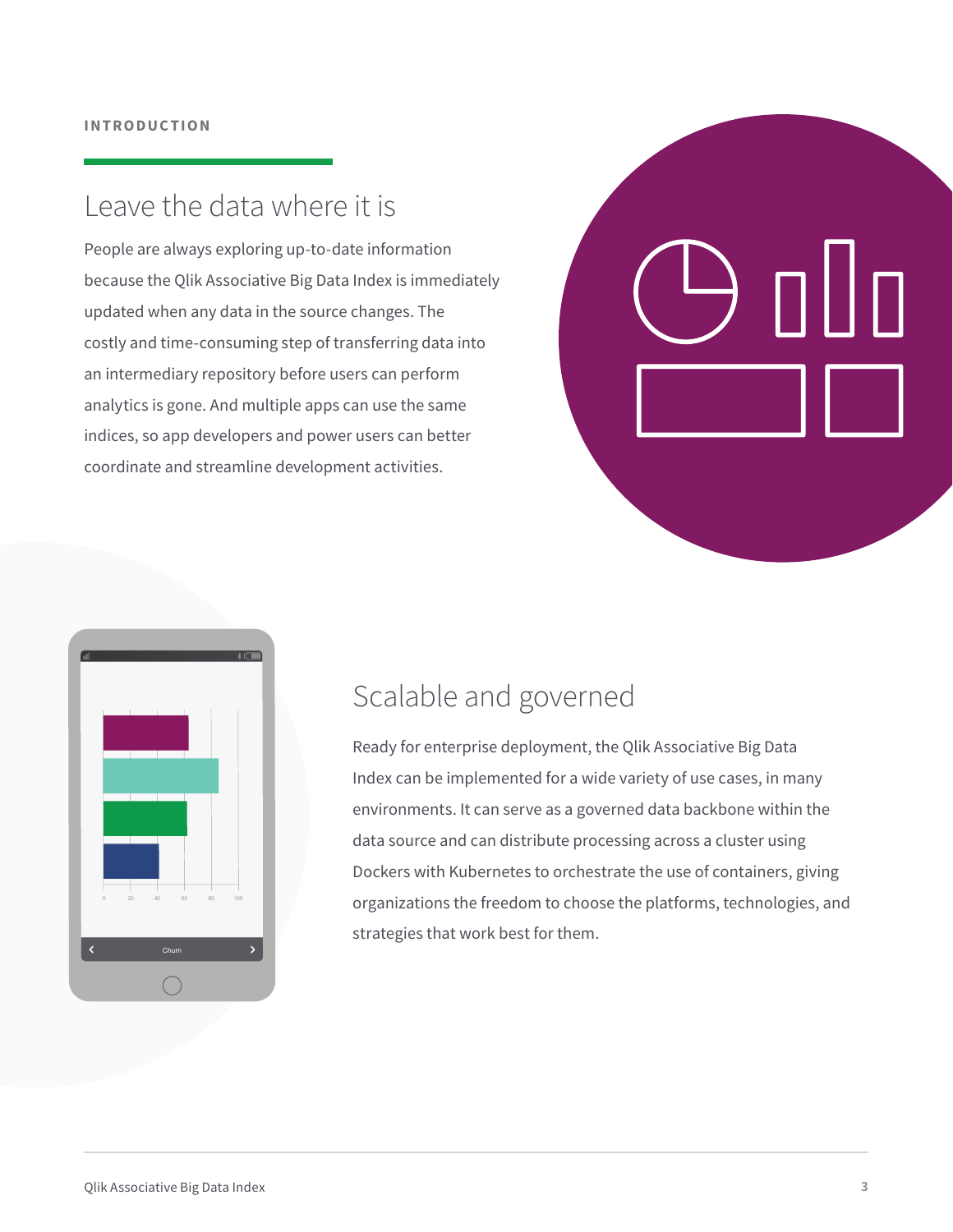INTRODUCTION

## Leave the data where it is

People are always exploring up-to-date information because the Qlik Associative Big Data Index is immediately updated when any data in the source changes. The costly and time-consuming step of transferring data into an intermediary repository before users can perform analytics is gone. And multiple apps can use the same indices, so app developers and power users can better coordinate and streamline development activities.

## Scalable and governed

Ready for enterprise deployment, the Qlik Associative Big Data Index can be implemented for a wide variety of use cases, in many environments. It can serve as a governed data backbone within the data source and can distribute processing across a cluster using Dockers with Kubernetes to orchestrate the use of containers, giving organizations the freedom to choose the platforms, technologies, and strategies that work best for them.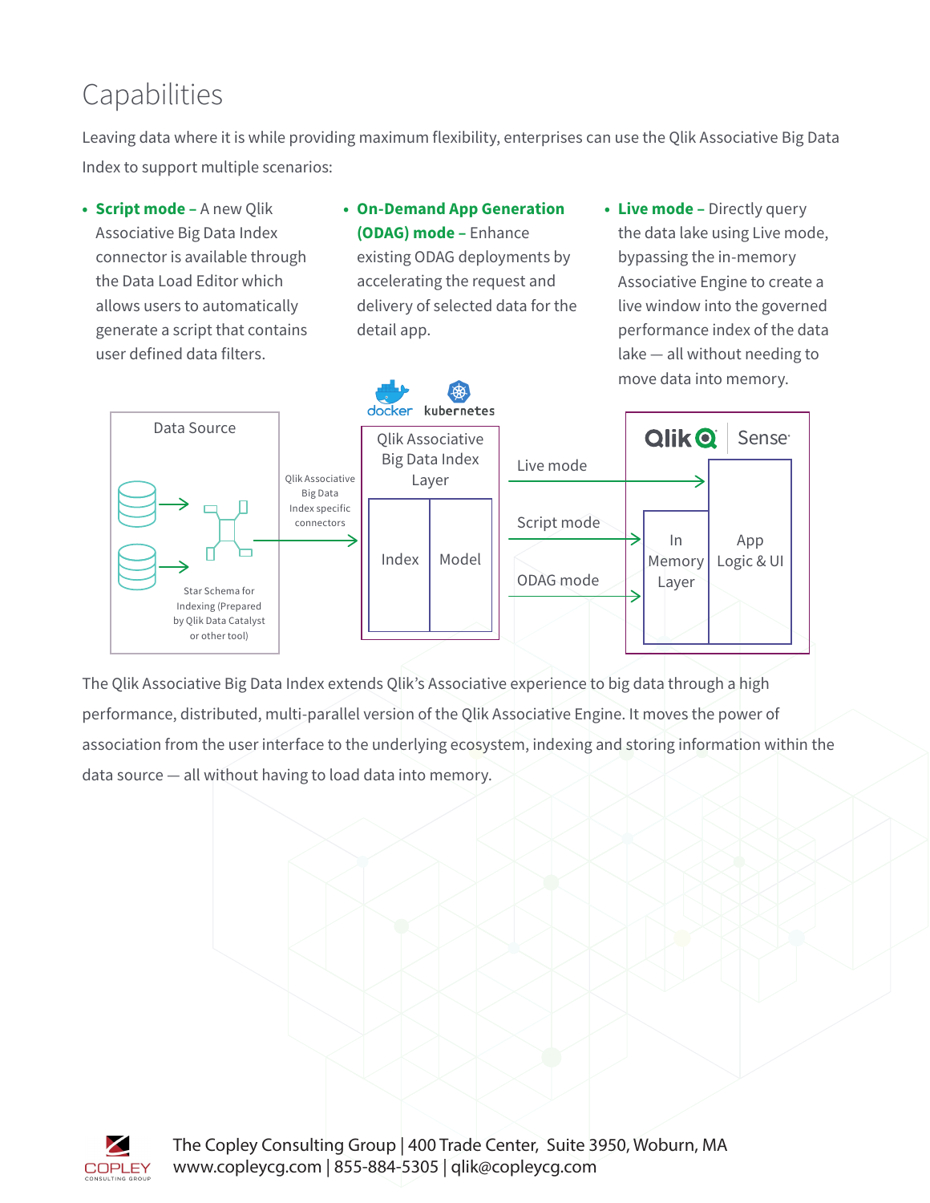# Capabilities

Leaving data where it is while providing maximum flexibility, enterprises can use the Qlik Associative Big Data Index to support multiple scenarios:

- **Script mode –** A new Qlik Associative Big Data Index connector is available through the Data Load Editor which allows users to automatically generate a script that contains user defined data filters.
- **On-Demand App Generation (ODAG) mode –** Enhance existing ODAG deployments by accelerating the request and delivery of selected data for the detail app.
- **Live mode –** Directly query the data lake using Live mode, bypassing the in-memory Associative Engine to create a live window into the governed performance index of the data lake — all without needing to move data into memory.

Data Source

Star Schema for Indexing (Prepared by Qlik Data Catalyst or other tool)

Qlik Associative Big Data Index specific connectors

docker kubernetes

Qlik Associative Big Data Index Layer

Index

Model

Live mode

Script mode

ODAG mode

Qlik Sense

In Memory Layer

App Logic & UI

The Qlik Associative Big Data Index extends Qlik's Associative experience to big data through a high performance, distributed, multi-parallel version of the Qlik Associative Engine. It moves the power of association from the user interface to the underlying ecosystem, indexing and storing information within the data source — all without having to load data into memory.

The Copley Consulting Group | 400 Trade Center, Suite 3950, Woburn, MA
www.copleycg.com | 855-884-5305 | qlik@copleycg.com